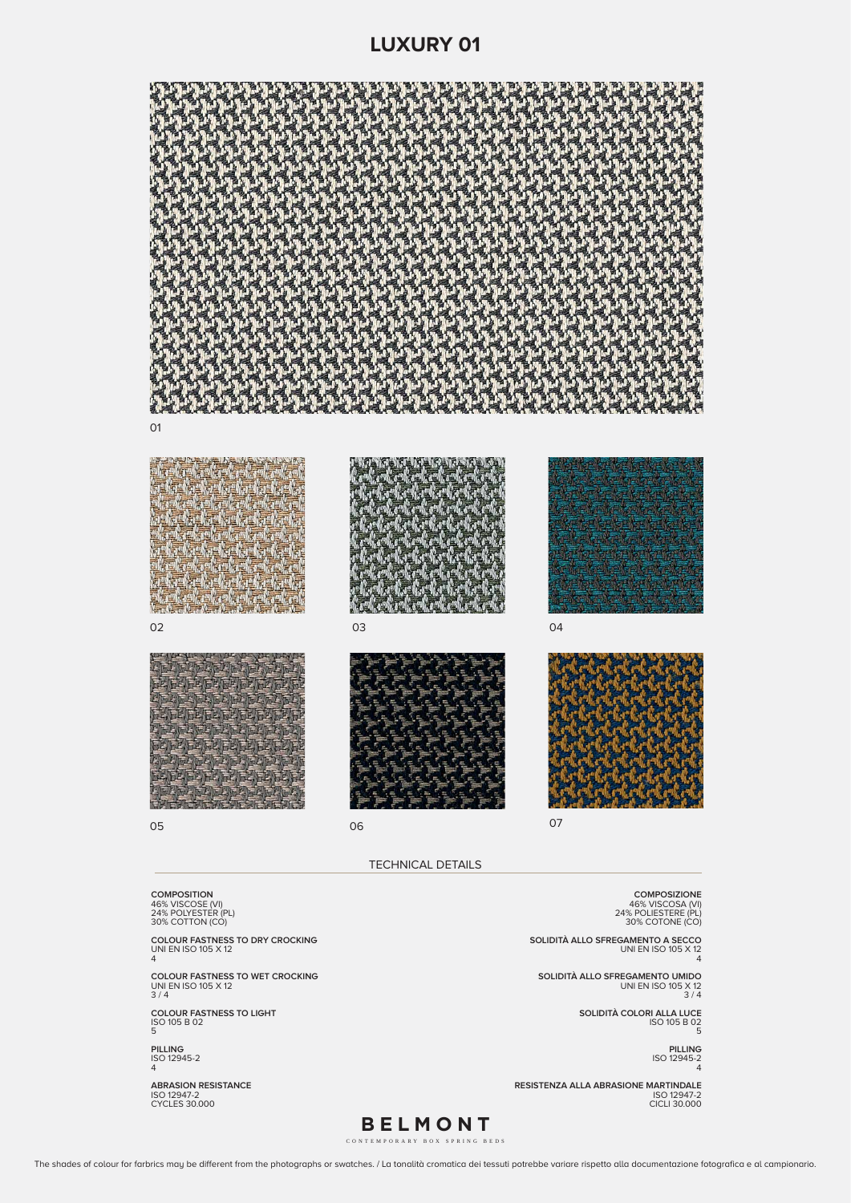# LUXURY 01

01

02

03

04

05

06

07

TECHNICAL DETAILS

**COMPOSITION**
46% VISCOSE (VI)
24% POLYESTER (PL)
30% COTTON (CO)

**COLOUR FASTNESS TO DRY CROCKING**
UNI EN ISO 105 X 12
4

**COLOUR FASTNESS TO WET CROCKING**
UNI EN ISO 105 X 12
3 / 4

**COLOUR FASTNESS TO LIGHT**
ISO 105 B 02
5

**PILLING**
ISO 12945-2
4

**ABRASION RESISTANCE**
ISO 12947-2
CYCLES 30.000

**COMPOSIZIONE**
46% VISCOSA (VI)
24% POLIESTERE (PL)
30% COTONE (CO)

**SOLIDITÀ ALLO SFREGAMENTO A SECCO**
UNI EN ISO 105 X 12
4

**SOLIDITÀ ALLO SFREGAMENTO UMIDO**
UNI EN ISO 105 X 12
3 / 4

**SOLIDITÀ COLORI ALLA LUCE**
ISO 105 B 02
5

**PILLING**
ISO 12945-2
4

**RESISTENZA ALLA ABRASIONE MARTINDALE**
ISO 12947-2
CICLI 30.000

**BELMONT**
CONTEMPORARY BOX SPRING BEDS

The shades of colour for farbrics may be different from the photographs or swatches. / La tonalità cromatica dei tessuti potrebbe variare rispetto alla documentazione fotografica e al campionario.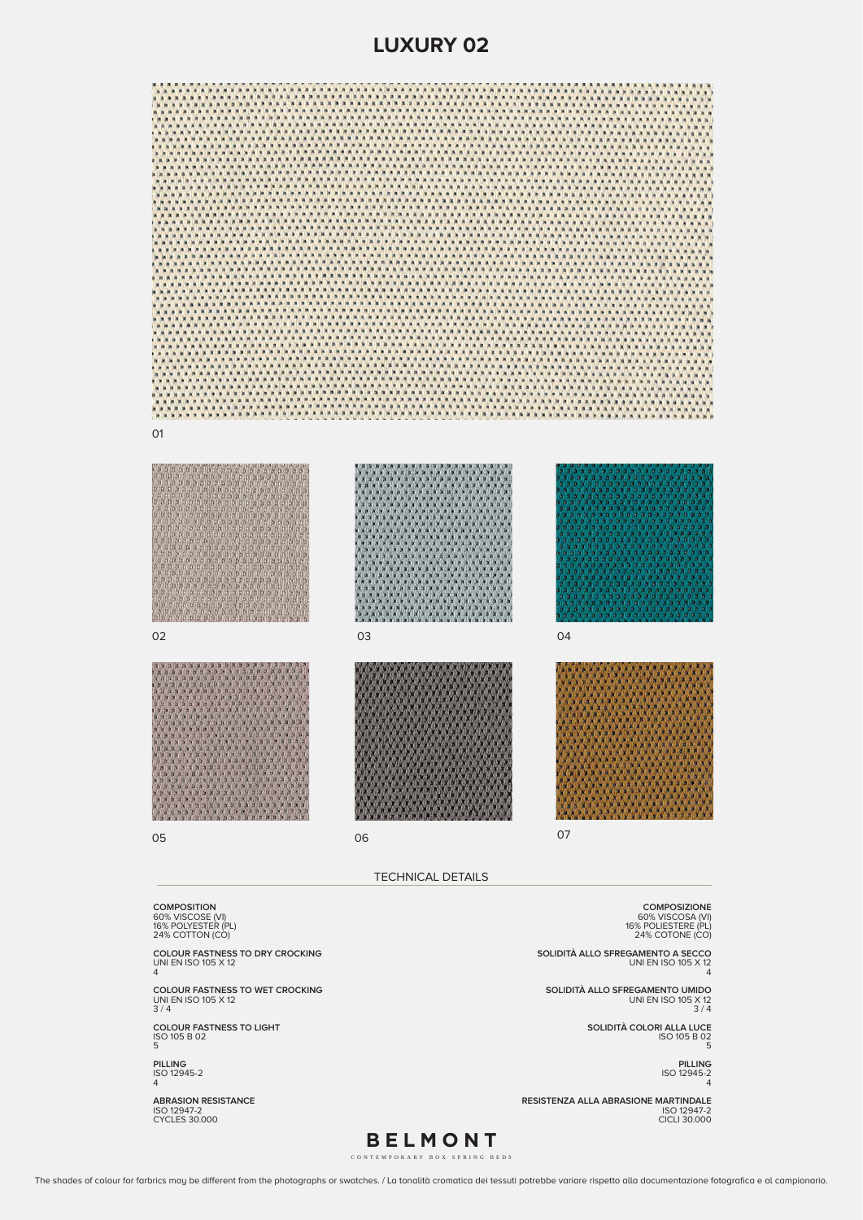# LUXURY 02

01

02

03

04

05

06

07

## TECHNICAL DETAILS

**COMPOSITION**
60% VISCOSE (VI)
16% POLYESTER (PL)
24% COTTON (CO)

**COLOUR FASTNESS TO DRY CROCKING**
UNI EN ISO 105 X 12
4

**COLOUR FASTNESS TO WET CROCKING**
UNI EN ISO 105 X 12
3 / 4

**COLOUR FASTNESS TO LIGHT**
ISO 105 B 02
5

**PILLING**
ISO 12945-2
4

**ABRASION RESISTANCE**
ISO 12947-2
CYCLES 30.000

**COMPOSIZIONE**
60% VISCOSA (VI)
16% POLIESTERE (PL)
24% COTONE (CO)

**SOLIDITÀ ALLO SFREGAMENTO A SECCO**
UNI EN ISO 105 X 12
4

**SOLIDITÀ ALLO SFREGAMENTO UMIDO**
UNI EN ISO 105 X 12
3 / 4

**SOLIDITÀ COLORI ALLA LUCE**
ISO 105 B 02
5

**PILLING**
ISO 12945-2
4

**RESISTENZA ALLA ABRASIONE MARTINDALE**
ISO 12947-2
CICLI 30.000

**BELMONT**
CONTEMPORARY BOX SPRING BEDS

The shades of colour for farbrics may be different from the photographs or swatches. / La tonalità cromatica dei tessuti potrebbe variare rispetto alla documentazione fotografica e al campionario.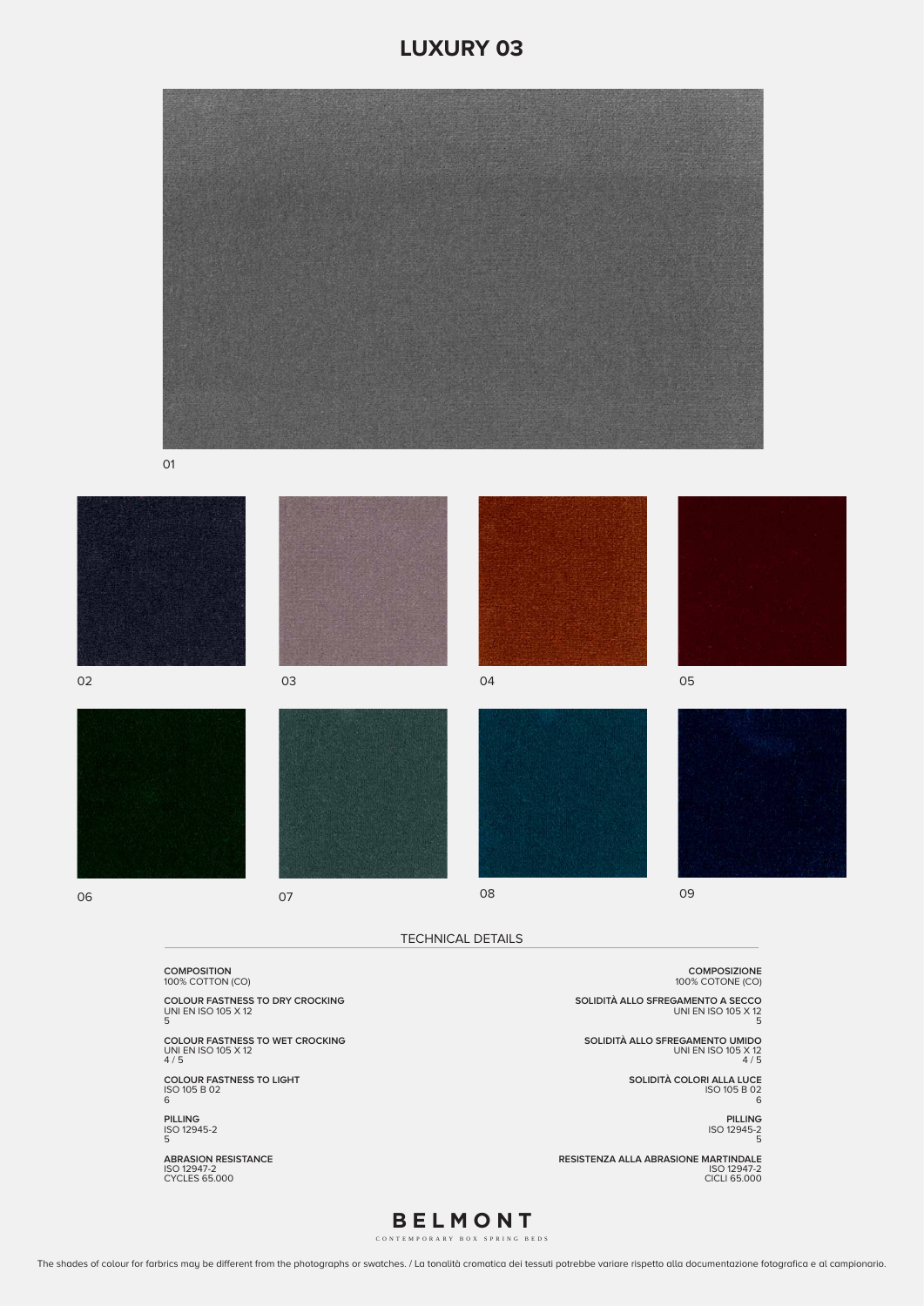# LUXURY 03

01

02

03

04

05

06

07

08

09

TECHNICAL DETAILS

**COMPOSITION**
100% COTTON (CO)

**COLOUR FASTNESS TO DRY CROCKING**
UNI EN ISO 105 X 12
5

**COLOUR FASTNESS TO WET CROCKING**
UNI EN ISO 105 X 12
4 / 5

**COLOUR FASTNESS TO LIGHT**
ISO 105 B 02
6

**PILLING**
ISO 12945-2
5

**ABRASION RESISTANCE**
ISO 12947-2
CYCLES 65.000

**COMPOSIZIONE**
100% COTONE (CO)

**SOLIDITÀ ALLO SFREGAMENTO A SECCO**
UNI EN ISO 105 X 12
5

**SOLIDITÀ ALLO SFREGAMENTO UMIDO**
UNI EN ISO 105 X 12
4 / 5

**SOLIDITÀ COLORI ALLA LUCE**
ISO 105 B 02
6

**PILLING**
ISO 12945-2
5

**RESISTENZA ALLA ABRASIONE MARTINDALE**
ISO 12947-2
CICLI 65.000

BELMONT
CONTEMPORARY BOX SPRING BEDS

The shades of colour for farbrics may be different from the photographs or swatches. / La tonalità cromatica dei tessuti potrebbe variare rispetto alla documentazione fotografica e al campionario.